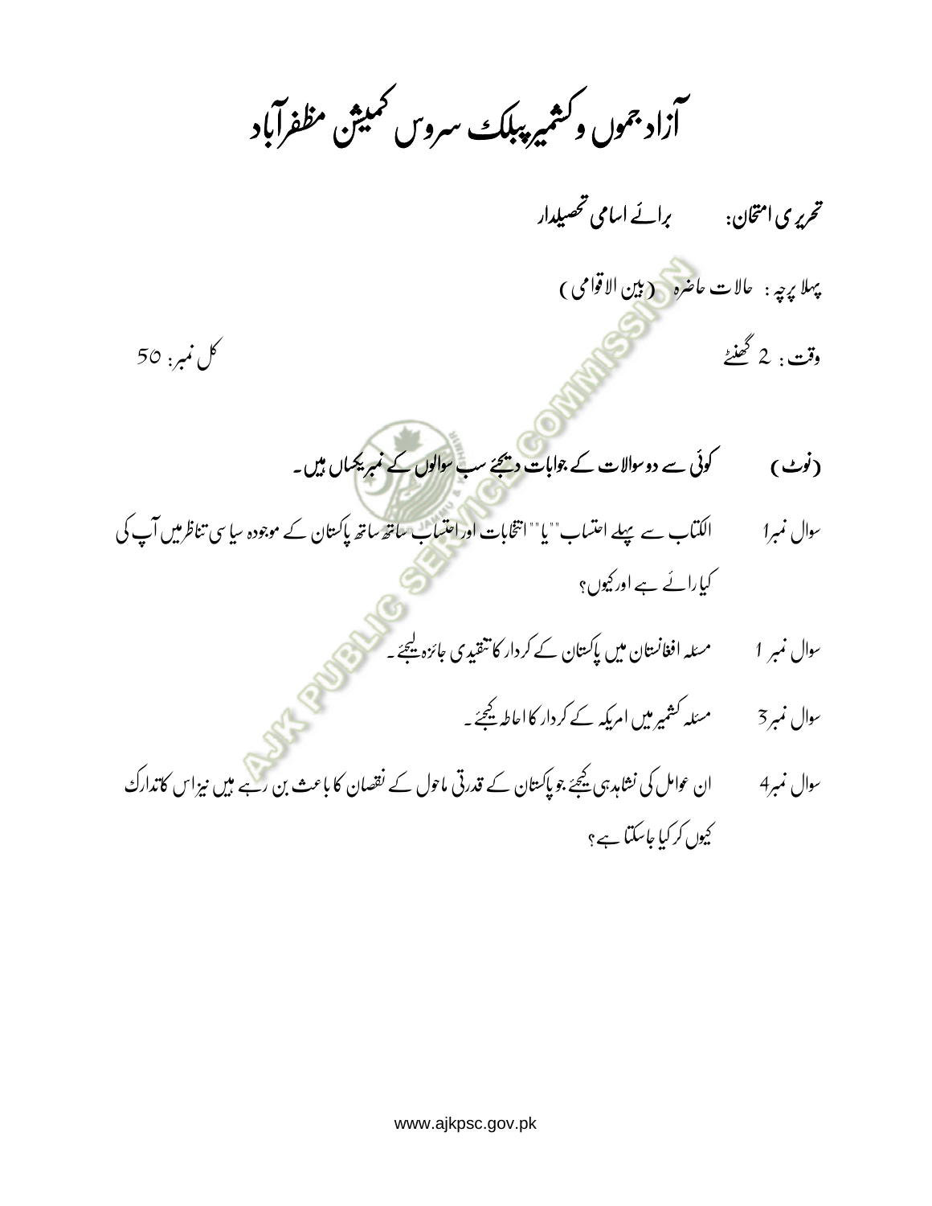# آزاد جموں و کشمیر پبلک سروس کمیشن مظفرآباد

**تحریری امتحان:** برائے اسامی تحصیلدار

**پہلا پرچہ :** حالات حاضرہ (بین الاقوامی)

**وقت :** 2 گھنٹے — **کل نمبر:** 50

**(نوٹ)** کوئی سے دو سوالات کے جوابات دیجئے سب سوالوں کے نمبر یکساں ہیں۔

**سوال نمبر1** الکتاب سے پہلے احتساب""یا"" انتخابات اور احتساب ساتھ ساتھ پاکستان کے موجودہ سیاسی تناظر میں آپ کی کیا رائے ہے اور کیوں؟

**سوال نمبر 1** مسئلہ افغانستان میں پاکستان کے کردار کا تنقیدی جائزہ لیجئے۔

**سوال نمبر3** مسئلہ کشمیر میں امریکہ کے کردار کا احاطہ کیجئے۔

**سوال نمبر4** ان عوامل کی نشاندہی کیجئے جو پاکستان کے قدرتی ماحول کے نقصان کا باعث بن رہے ہیں نیز اس کا تدارک کیوں کر کیا جاسکتا ہے؟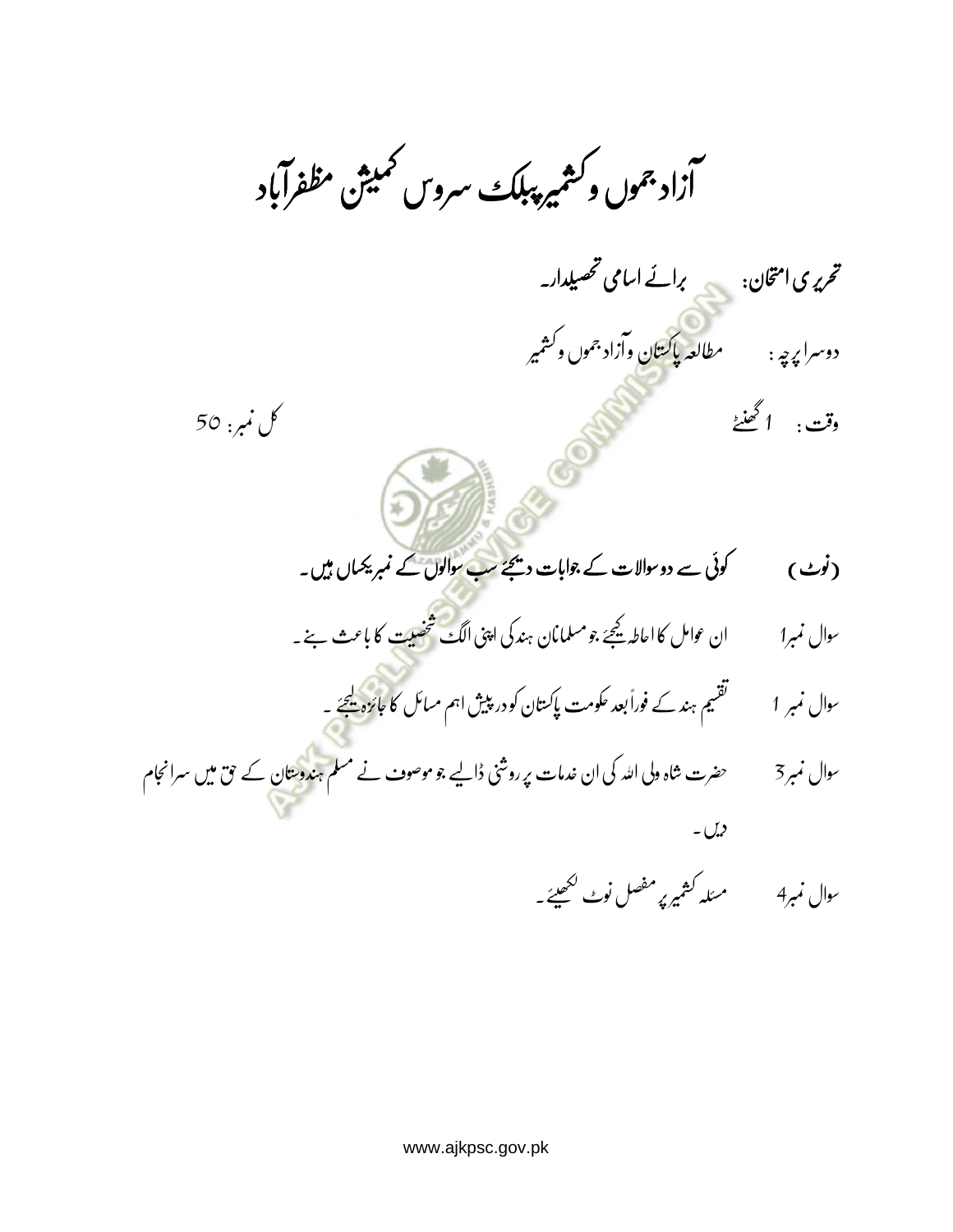# آزاد جموں و کشمیر پبلک سروس کمیشن مظفرآباد

**تحریری امتحان:** برائے اسامی تحصیلدار۔

دوسرا پرچہ : مطالعہ پاکستان و آزاد جموں و کشمیر

وقت : 1 گھنٹے

کل نمبر: 50

(نوٹ) کوئی سے دو سوالات کے جوابات دیجئے سب سوالوں کے نمبر یکساں ہیں۔

سوال نمبر1 ان عوامل کا احاطہ کیجئے جو مسلمانان ہند کی اپنی الگ شخصیت کا باعث بنے۔

سوال نمبر 1 تقسیم ہند کے فوراً بعد حکومت پاکستان کو درپیش اہم مسائل کا جائزہ لیجئے۔

سوال نمبر3 حضرت شاہ ولی اللہ کی ان خدمات پر روشنی ڈالیے جو موصوف نے مسلم ہندوستان کے حق میں سرانجام دیں۔

سوال نمبر4 مسئلہ کشمیر پر مفصل نوٹ لکھیئے۔

www.ajkpsc.gov.pk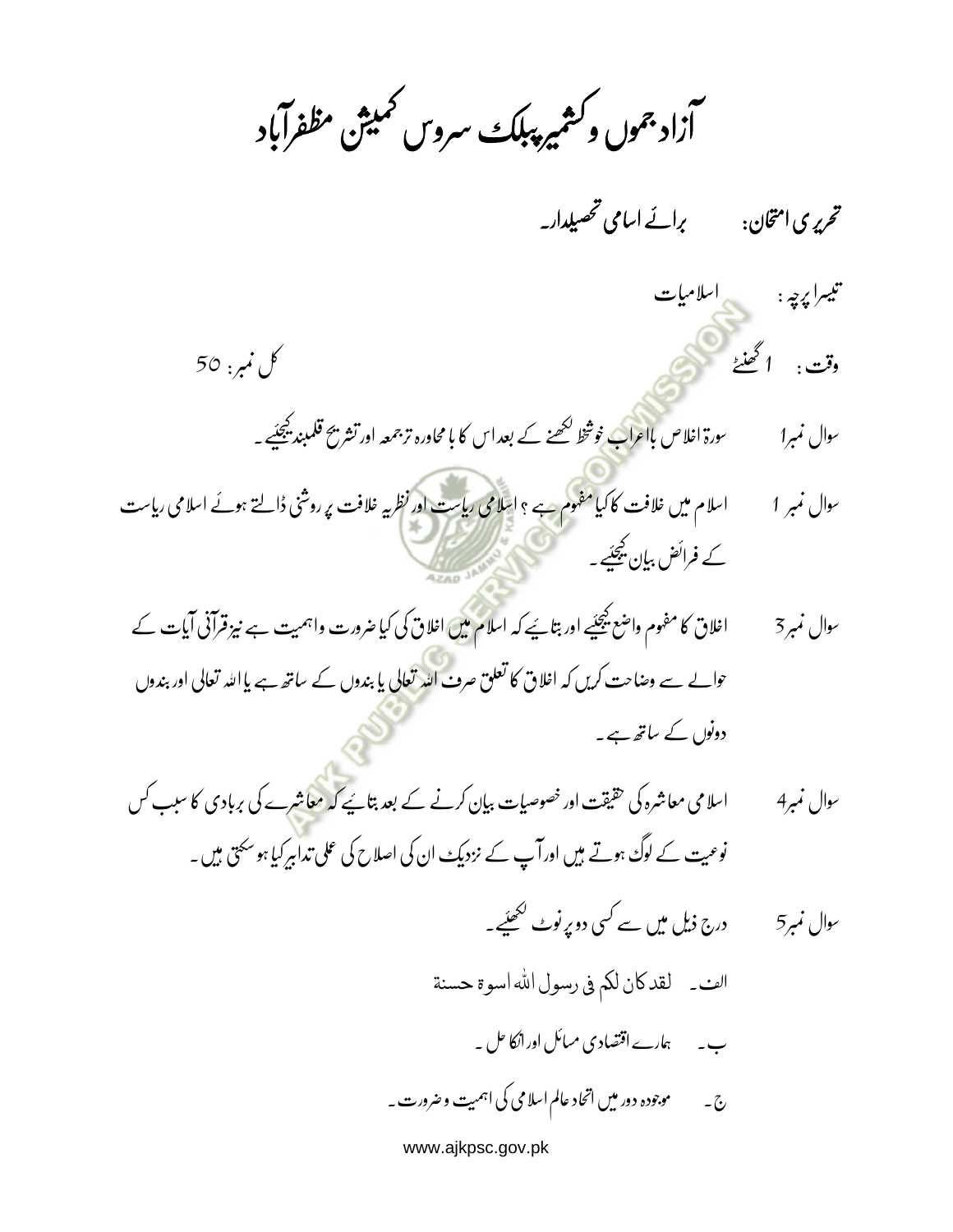# آزاد جموں و کشمیر پبلک سروس کمیشن مظفرآباد

**تحریری امتحان:** برائے اسامی تحصیلدار۔

**تیسرا پرچہ:** اسلامیات

**وقت:** 1 گھنٹے &nbsp;&nbsp;&nbsp;&nbsp;&nbsp;&nbsp;&nbsp;&nbsp; **کل نمبر:** 50

**سوال نمبر1** سورۃ اخلاص بااعراب خوشخط لکھنے کے بعد اس کا بامحاورہ ترجمہ اور تشریح قلمبند کیجئیے۔

**سوال نمبر 1** اسلام میں خلافت کا کیا مفہوم ہے؟ اسلامی ریاست اور نظریہ خلافت پر روشنی ڈالتے ہوئے اسلامی ریاست کے فرائض بیان کیجئیے۔

**سوال نمبر3** اخلاق کا مفہوم واضح کیجئیے اور بتائیے کہ اسلام میں اخلاق کی کیا ضرورت و اہمیت ہے نیز قرآنی آیات کے حوالے سے وضاحت کریں کہ اخلاق کا تعلق صرف اللہ تعالی یا بندوں کے ساتھ ہے یا اللہ تعالی اور بندوں دونوں کے ساتھ ہے۔

**سوال نمبر4** اسلامی معاشرہ کی حقیقت اور خصوصیات بیان کرنے کے بعد بتائیے کہ معاشرے کی بربادی کا سبب کس نوعیت کے لوگ ہوتے ہیں اور آپ کے نزدیک ان کی اصلاح کی عملی تدابیر کیا ہوسکتی ہیں۔

**سوال نمبر5** درج ذیل میں سے کسی دو پر نوٹ لکھئیے۔

الف۔ لقد کان لکم فی رسول اللہ اسوۃ حسنۃ

ب۔ ہمارے اقتصادی مسائل اور انکا حل۔

ج۔ موجودہ دور میں اتحاد عالم اسلامی کی اہمیت و ضرورت۔

www.ajkpsc.gov.pk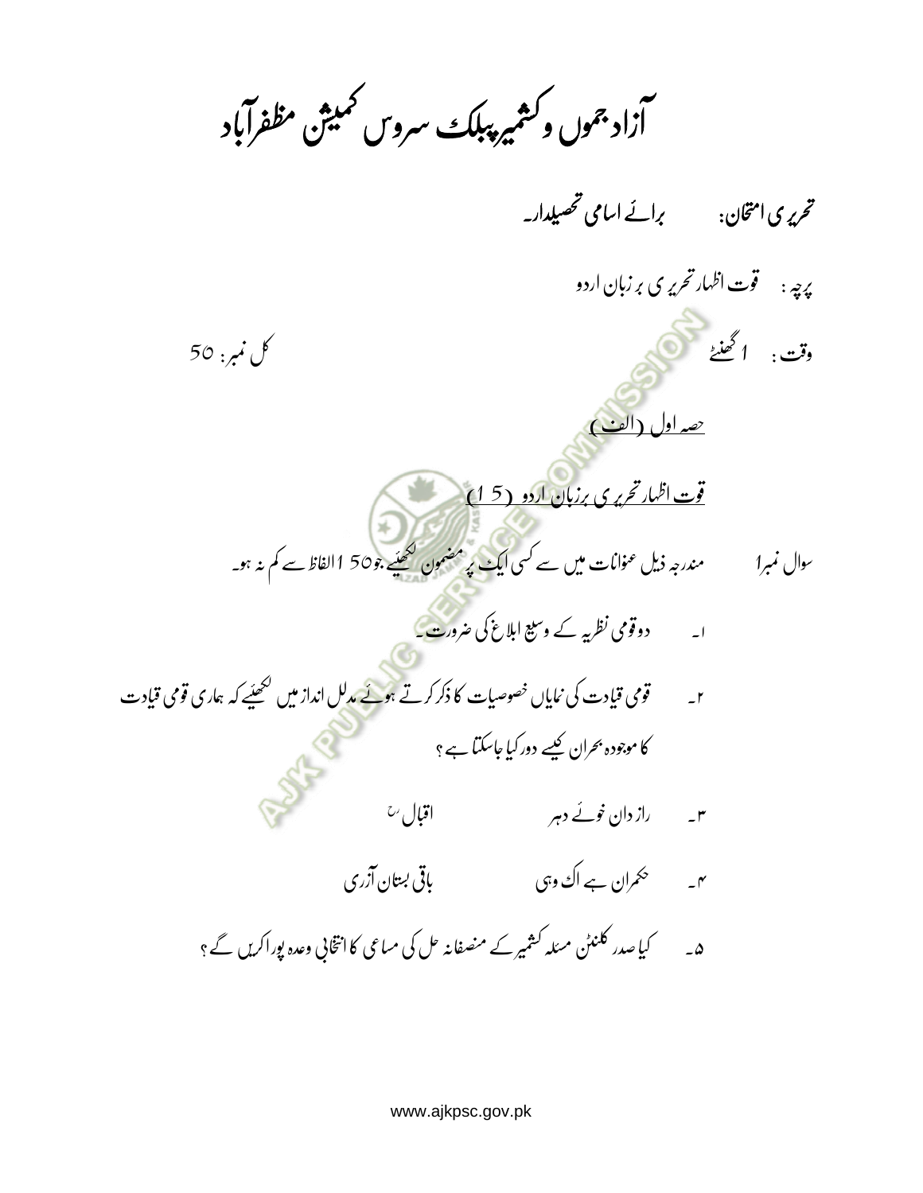# آزاد جموں و کشمیر پبلک سروس کمیشن مظفرآباد

**تحریری امتحان:** برائے اسامی تحصیلدار۔

**پرچہ :** قوت اظہار تحریری بزبان اردو

**وقت :** 1 گھنٹے کل نمبر: 50

<u>حصہ اول (الف)</u>

<u>قوت اظہار تحریری بزبان اردو (15)</u>

سوال نمبر۱ مندرجہ ذیل عنوانات میں سے کسی ایک پر مضمون لکھیئے۔جو150 الفاظ سے کم نہ ہو۔

۱۔ دو قومی نظریہ کے وسیع ابلاغ کی ضرورت۔

۲۔ قومی قیادت کی نمایاں خصوصیات کا ذکر کرتے ہوئے مدلل انداز میں لکھیئے کہ ہماری قومی قیادت کا موجودہ بحران کیسے دور کیا جاسکتا ہے ؟

۳۔ راز دان خوئے دہر اقبالؒ

۴۔ حکمران ہے اک وہی باقی بتان آزری

۵۔ کیا صدر کلنٹن مسئلہ کشمیر کے منصفانہ حل کی مساعی کا انتخابی وعدہ پورا کریں گے ؟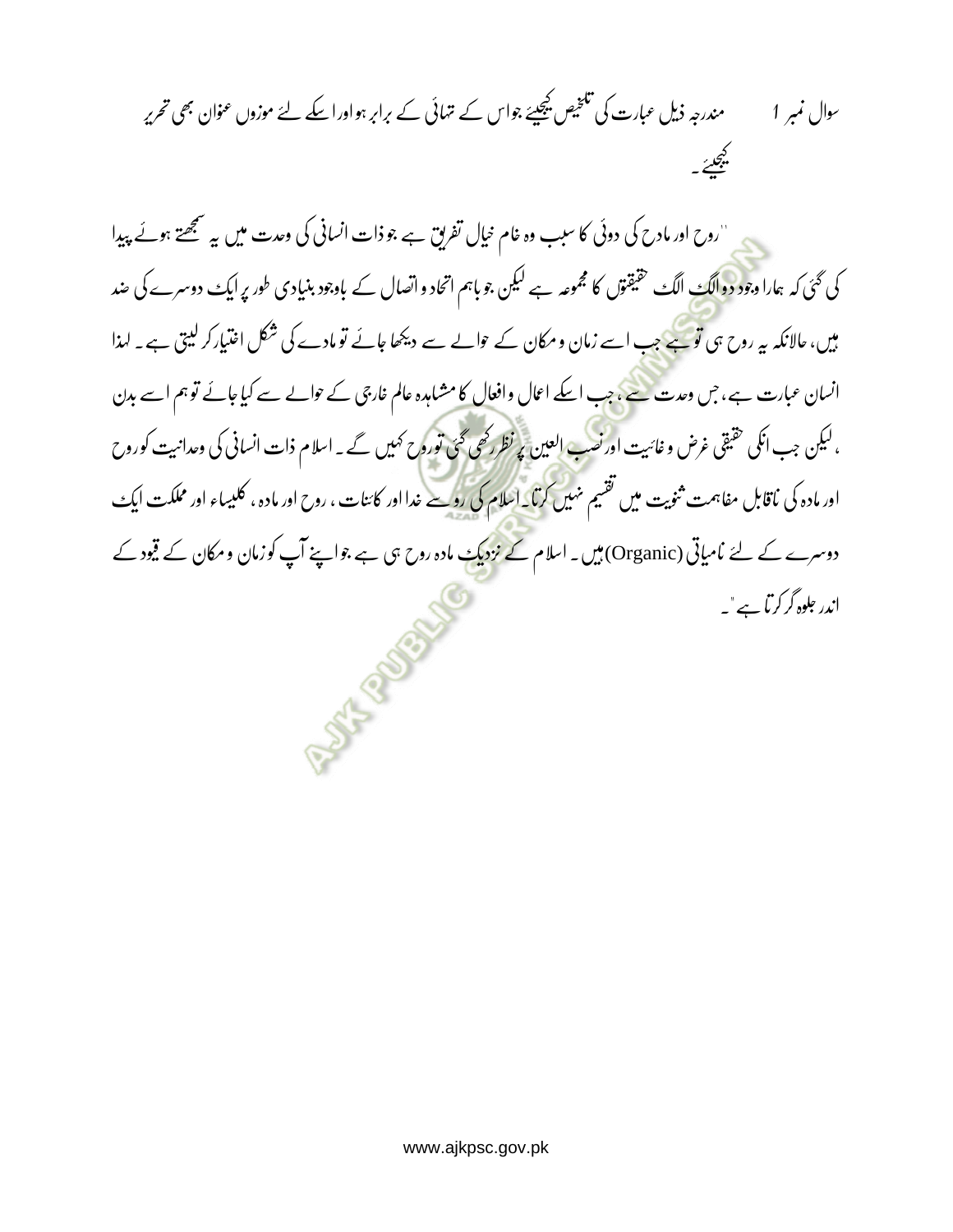سوال نمبر 1　　مندرجہ ذیل عبارت کی تلخیص کیجیئے جو اس کے تہائی کے برابر ہو اور اسکے لئے موزوں عنوان بھی تحریر کیجیئے۔

''روح اور مادح کی دوئی کا سبب وہ خام خیال تفریق ہے جو ذات انسانی کی وحدت میں یہ سمجھتے ہوئے پیدا کی گئی کہ ہمارا وجود دو الگ الگ حقیقتوں کا مجموعہ ہے لیکن جو باہم اتحاد و اتصال کے باوجود بنیادی طور پر ایک دوسرے کی ضد ہیں، حالانکہ یہ روح ہی تو ہے جب اسے زمان و مکان کے حوالے سے دیکھا جائے تو مادے کی شکل اختیار کر لیتی ہے۔ لہذا انسان عبارت ہے، جس وحدت سے، جب اسکے اعمال و افعال کا مشاہدہ عالم خارجی کے حوالے سے کیا جائے تو ہم اسے بدن، لیکن جب انکی حقیقی غرض و غائیت اور نصب العین پر نظر رکھی گئی تو روح کہیں گے۔ اسلام ذات انسانی کی وحدانیت کو روح اور مادہ کی ناقابل مفاہمت ثنویت میں تقسیم نہیں کرتا۔ اسلام کی رو سے خدا اور کائنات، روح اور مادہ، کلیساء اور مملکت ایک دوسرے کے لئے نامیاتی (Organic) ہیں۔ اسلام کے نزدیک مادہ روح ہی ہے جو اپنے آپ کو زمان و مکان کے قیود کے اندر جلوہ گر کرتا ہے''۔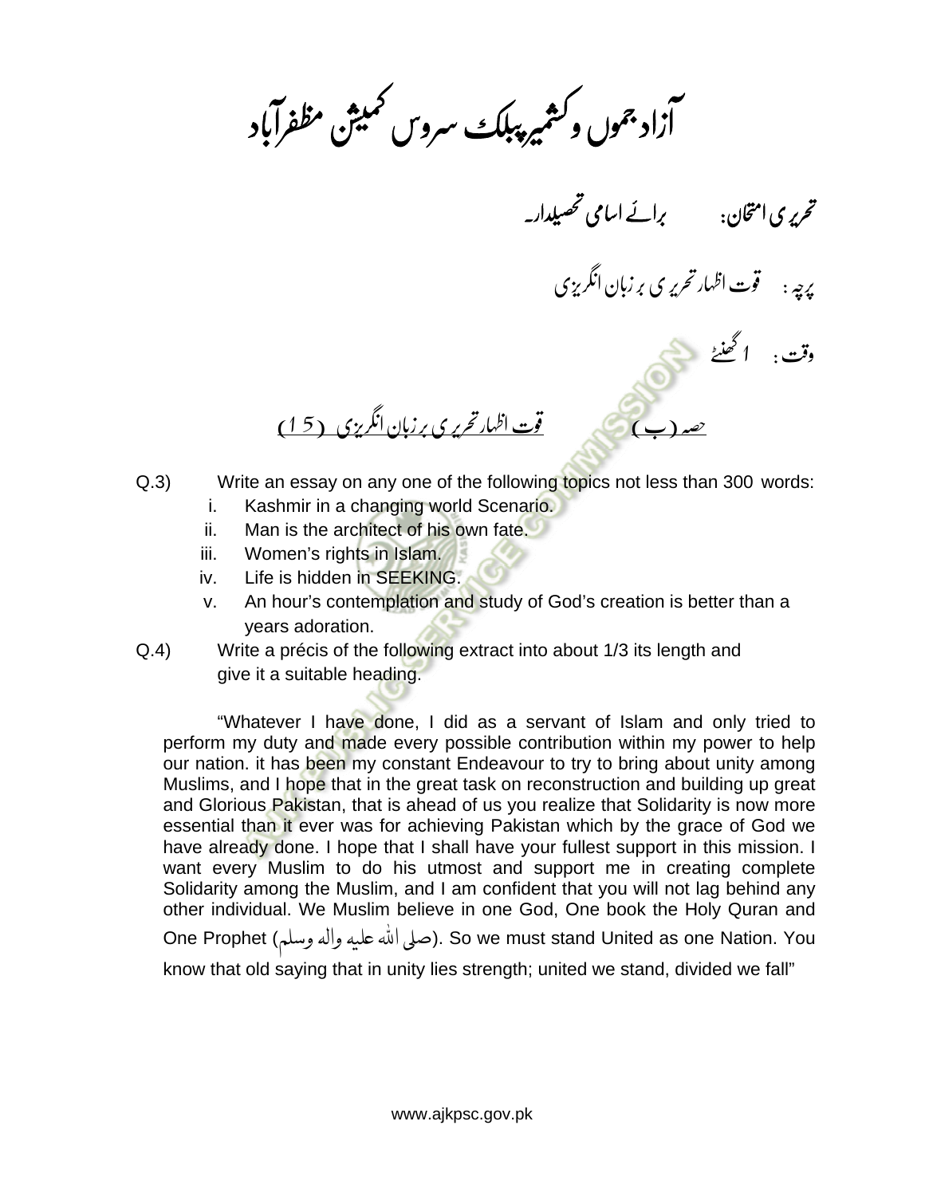# آزاد جموں و کشمیر پبلک سروس کمیشن مظفرآباد

تحریری امتحان: برائے اسامی تحصیلدار۔

پرچہ : قوت اظہار تحریری بزبان انگریزی

وقت : 1 گھنٹے

حصہ (ب) قوت اظہار تحریری بزبان انگریزی (15)

Q.3) Write an essay on any one of the following topics not less than 300 words:

i. Kashmir in a changing world Scenario.
ii. Man is the architect of his own fate.
iii. Women's rights in Islam.
iv. Life is hidden in SEEKING.
v. An hour's contemplation and study of God's creation is better than a years adoration.

Q.4) Write a précis of the following extract into about 1/3 its length and give it a suitable heading.

"Whatever I have done, I did as a servant of Islam and only tried to perform my duty and made every possible contribution within my power to help our nation. it has been my constant Endeavour to try to bring about unity among Muslims, and I hope that in the great task on reconstruction and building up great and Glorious Pakistan, that is ahead of us you realize that Solidarity is now more essential than it ever was for achieving Pakistan which by the grace of God we have already done. I hope that I shall have your fullest support in this mission. I want every Muslim to do his utmost and support me in creating complete Solidarity among the Muslim, and I am confident that you will not lag behind any other individual. We Muslim believe in one God, One book the Holy Quran and One Prophet (صلی اللہ علیہ والہ وسلم). So we must stand United as one Nation. You know that old saying that in unity lies strength; united we stand, divided we fall"